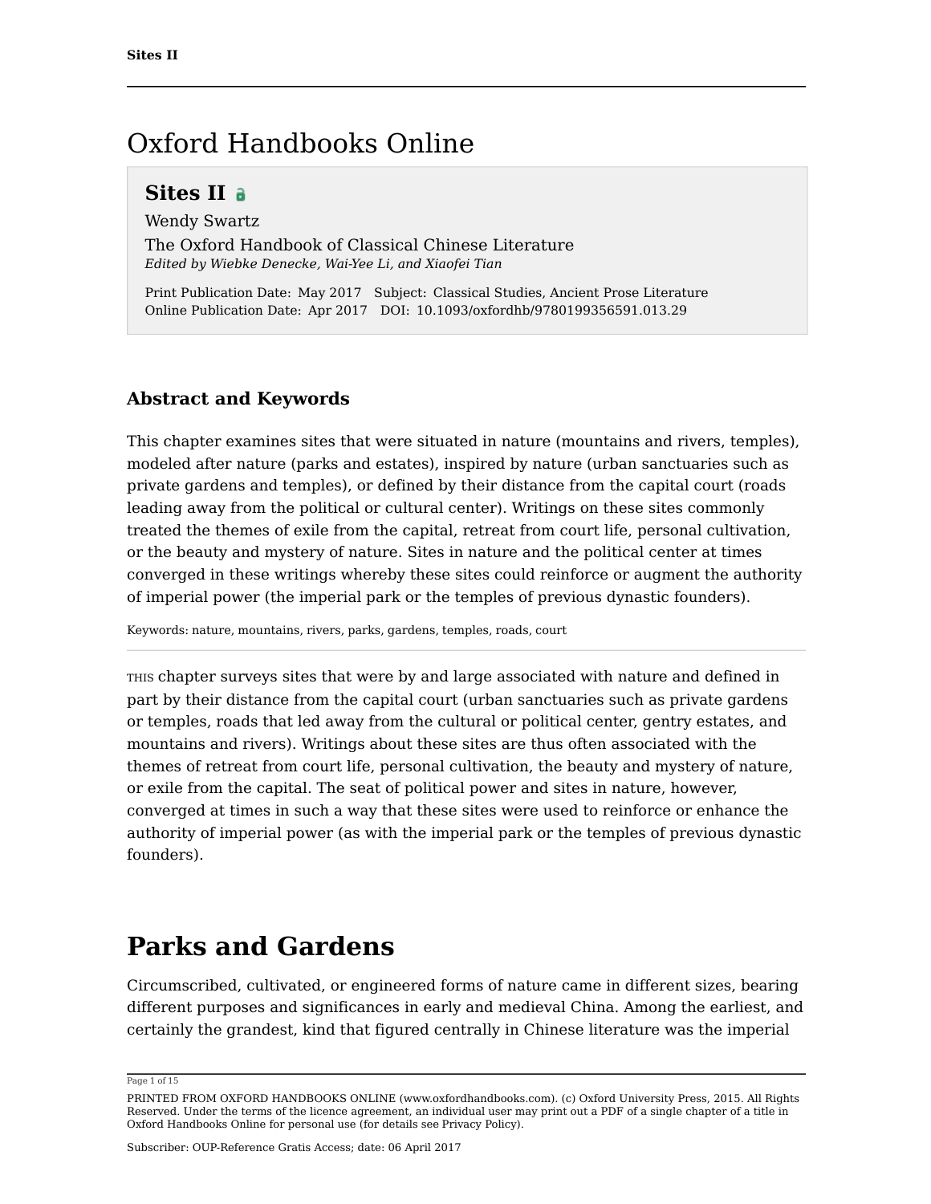# Oxford Handbooks Online

## Sites II

Wendy Swartz

The Oxford Handbook of Classical Chinese Literature

*Edited by Wiebke Denecke, Wai-Yee Li, and Xiaofei Tian*

Print Publication Date: May 2017 Subject: Classical Studies, Ancient Prose Literature
Online Publication Date: Apr 2017 DOI: 10.1093/oxfordhb/9780199356591.013.29

### Abstract and Keywords

This chapter examines sites that were situated in nature (mountains and rivers, temples), modeled after nature (parks and estates), inspired by nature (urban sanctuaries such as private gardens and temples), or defined by their distance from the capital court (roads leading away from the political or cultural center). Writings on these sites commonly treated the themes of exile from the capital, retreat from court life, personal cultivation, or the beauty and mystery of nature. Sites in nature and the political center at times converged in these writings whereby these sites could reinforce or augment the authority of imperial power (the imperial park or the temples of previous dynastic founders).

Keywords: nature, mountains, rivers, parks, gardens, temples, roads, court

THIS chapter surveys sites that were by and large associated with nature and defined in part by their distance from the capital court (urban sanctuaries such as private gardens or temples, roads that led away from the cultural or political center, gentry estates, and mountains and rivers). Writings about these sites are thus often associated with the themes of retreat from court life, personal cultivation, the beauty and mystery of nature, or exile from the capital. The seat of political power and sites in nature, however, converged at times in such a way that these sites were used to reinforce or enhance the authority of imperial power (as with the imperial park or the temples of previous dynastic founders).

# Parks and Gardens

Circumscribed, cultivated, or engineered forms of nature came in different sizes, bearing different purposes and significances in early and medieval China. Among the earliest, and certainly the grandest, kind that figured centrally in Chinese literature was the imperial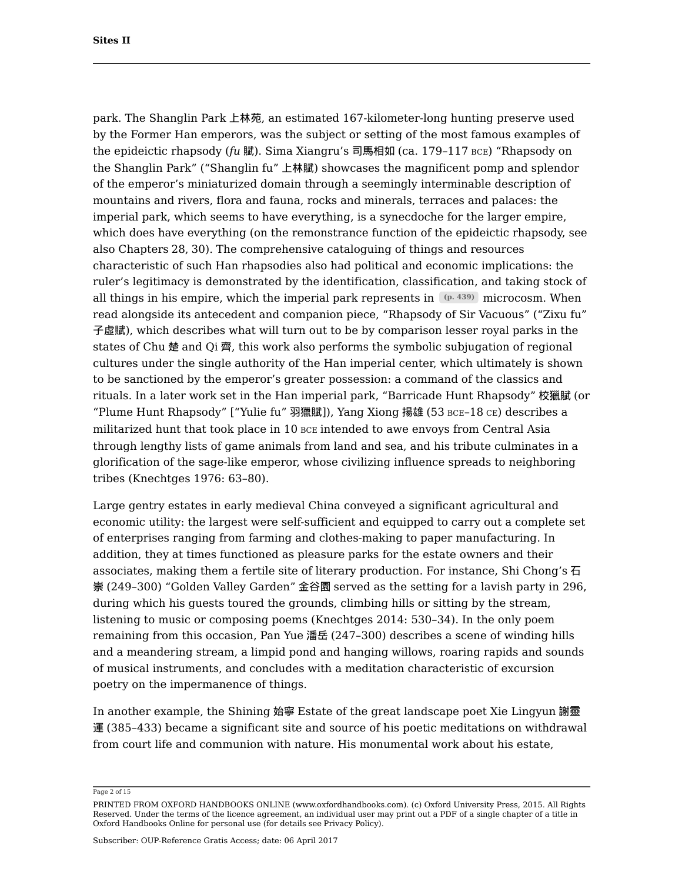park. The Shanglin Park 上林苑, an estimated 167-kilometer-long hunting preserve used by the Former Han emperors, was the subject or setting of the most famous examples of the epideictic rhapsody (*fu* 賦). Sima Xiangru's 司馬相如 (ca. 179–117 BCE) "Rhapsody on the Shanglin Park" ("Shanglin fu" 上林賦) showcases the magnificent pomp and splendor of the emperor's miniaturized domain through a seemingly interminable description of mountains and rivers, flora and fauna, rocks and minerals, terraces and palaces: the imperial park, which seems to have everything, is a synecdoche for the larger empire, which does have everything (on the remonstrance function of the epideictic rhapsody, see also Chapters 28, 30). The comprehensive cataloguing of things and resources characteristic of such Han rhapsodies also had political and economic implications: the ruler's legitimacy is demonstrated by the identification, classification, and taking stock of all things in his empire, which the imperial park represents in (p. 439) microcosm. When read alongside its antecedent and companion piece, "Rhapsody of Sir Vacuous" ("Zixu fu" 子虛賦), which describes what will turn out to be by comparison lesser royal parks in the states of Chu 楚 and Qi 齊, this work also performs the symbolic subjugation of regional cultures under the single authority of the Han imperial center, which ultimately is shown to be sanctioned by the emperor's greater possession: a command of the classics and rituals. In a later work set in the Han imperial park, "Barricade Hunt Rhapsody" 校獵賦 (or "Plume Hunt Rhapsody" ["Yulie fu" 羽獵賦]), Yang Xiong 揚雄 (53 BCE–18 CE) describes a militarized hunt that took place in 10 BCE intended to awe envoys from Central Asia through lengthy lists of game animals from land and sea, and his tribute culminates in a glorification of the sage-like emperor, whose civilizing influence spreads to neighboring tribes (Knechtges 1976: 63–80).

Large gentry estates in early medieval China conveyed a significant agricultural and economic utility: the largest were self-sufficient and equipped to carry out a complete set of enterprises ranging from farming and clothes-making to paper manufacturing. In addition, they at times functioned as pleasure parks for the estate owners and their associates, making them a fertile site of literary production. For instance, Shi Chong's 石崇 (249–300) "Golden Valley Garden" 金谷園 served as the setting for a lavish party in 296, during which his guests toured the grounds, climbing hills or sitting by the stream, listening to music or composing poems (Knechtges 2014: 530–34). In the only poem remaining from this occasion, Pan Yue 潘岳 (247–300) describes a scene of winding hills and a meandering stream, a limpid pond and hanging willows, roaring rapids and sounds of musical instruments, and concludes with a meditation characteristic of excursion poetry on the impermanence of things.

In another example, the Shining 始寧 Estate of the great landscape poet Xie Lingyun 謝靈運 (385–433) became a significant site and source of his poetic meditations on withdrawal from court life and communion with nature. His monumental work about his estate,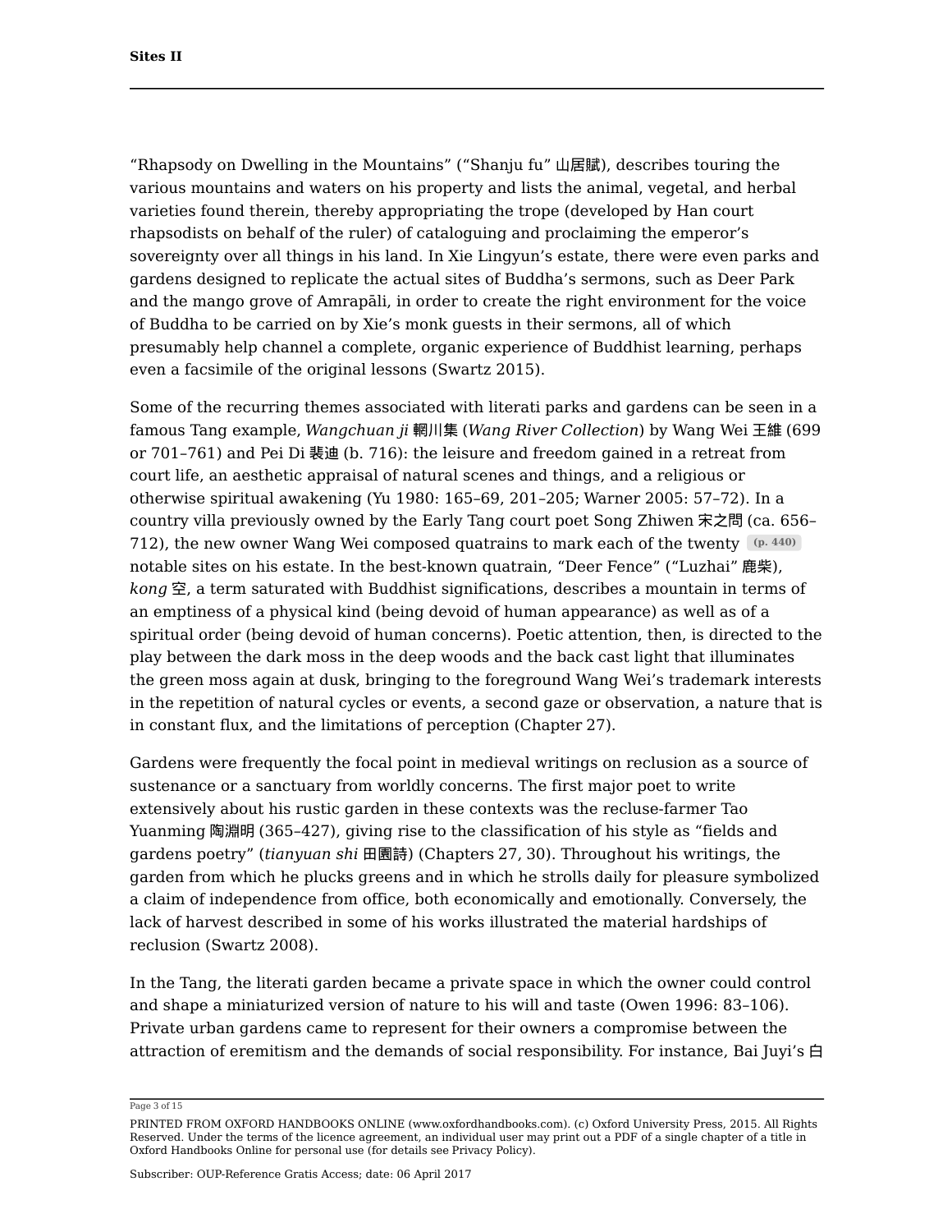“Rhapsody on Dwelling in the Mountains” (“Shanju fu” 山居賦), describes touring the various mountains and waters on his property and lists the animal, vegetal, and herbal varieties found therein, thereby appropriating the trope (developed by Han court rhapsodists on behalf of the ruler) of cataloguing and proclaiming the emperor’s sovereignty over all things in his land. In Xie Lingyun’s estate, there were even parks and gardens designed to replicate the actual sites of Buddha’s sermons, such as Deer Park and the mango grove of Amrapāli, in order to create the right environment for the voice of Buddha to be carried on by Xie’s monk guests in their sermons, all of which presumably help channel a complete, organic experience of Buddhist learning, perhaps even a facsimile of the original lessons (Swartz 2015).

Some of the recurring themes associated with literati parks and gardens can be seen in a famous Tang example, *Wangchuan ji* 輞川集 (*Wang River Collection*) by Wang Wei 王維 (699 or 701–761) and Pei Di 裴迪 (b. 716): the leisure and freedom gained in a retreat from court life, an aesthetic appraisal of natural scenes and things, and a religious or otherwise spiritual awakening (Yu 1980: 165–69, 201–205; Warner 2005: 57–72). In a country villa previously owned by the Early Tang court poet Song Zhiwen 宋之問 (ca. 656–712), the new owner Wang Wei composed quatrains to mark each of the twenty (p. 440) notable sites on his estate. In the best-known quatrain, “Deer Fence” (“Luzhai” 鹿柴), *kong* 空, a term saturated with Buddhist significations, describes a mountain in terms of an emptiness of a physical kind (being devoid of human appearance) as well as of a spiritual order (being devoid of human concerns). Poetic attention, then, is directed to the play between the dark moss in the deep woods and the back cast light that illuminates the green moss again at dusk, bringing to the foreground Wang Wei’s trademark interests in the repetition of natural cycles or events, a second gaze or observation, a nature that is in constant flux, and the limitations of perception (Chapter 27).

Gardens were frequently the focal point in medieval writings on reclusion as a source of sustenance or a sanctuary from worldly concerns. The first major poet to write extensively about his rustic garden in these contexts was the recluse-farmer Tao Yuanming 陶淵明 (365–427), giving rise to the classification of his style as “fields and gardens poetry” (*tianyuan shi* 田園詩) (Chapters 27, 30). Throughout his writings, the garden from which he plucks greens and in which he strolls daily for pleasure symbolized a claim of independence from office, both economically and emotionally. Conversely, the lack of harvest described in some of his works illustrated the material hardships of reclusion (Swartz 2008).

In the Tang, the literati garden became a private space in which the owner could control and shape a miniaturized version of nature to his will and taste (Owen 1996: 83–106). Private urban gardens came to represent for their owners a compromise between the attraction of eremitism and the demands of social responsibility. For instance, Bai Juyi’s 白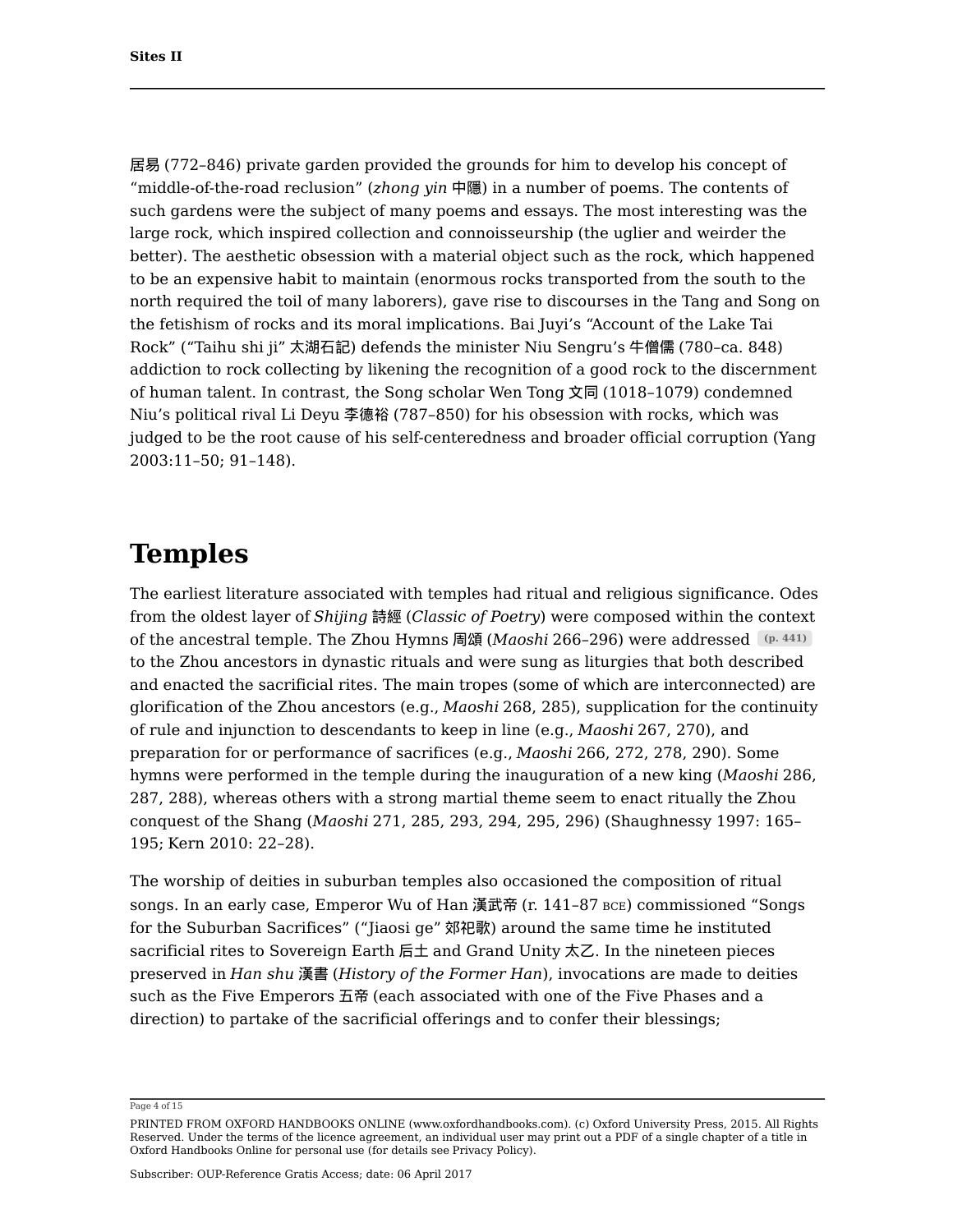居易 (772–846) private garden provided the grounds for him to develop his concept of "middle-of-the-road reclusion" (*zhong yin* 中隱) in a number of poems. The contents of such gardens were the subject of many poems and essays. The most interesting was the large rock, which inspired collection and connoisseurship (the uglier and weirder the better). The aesthetic obsession with a material object such as the rock, which happened to be an expensive habit to maintain (enormous rocks transported from the south to the north required the toil of many laborers), gave rise to discourses in the Tang and Song on the fetishism of rocks and its moral implications. Bai Juyi's "Account of the Lake Tai Rock" ("Taihu shi ji" 太湖石記) defends the minister Niu Sengru's 牛僧儒 (780–ca. 848) addiction to rock collecting by likening the recognition of a good rock to the discernment of human talent. In contrast, the Song scholar Wen Tong 文同 (1018–1079) condemned Niu's political rival Li Deyu 李德裕 (787–850) for his obsession with rocks, which was judged to be the root cause of his self-centeredness and broader official corruption (Yang 2003:11–50; 91–148).

## Temples

The earliest literature associated with temples had ritual and religious significance. Odes from the oldest layer of *Shijing* 詩經 (*Classic of Poetry*) were composed within the context of the ancestral temple. The Zhou Hymns 周頌 (*Maoshi* 266–296) were addressed (p. 441) to the Zhou ancestors in dynastic rituals and were sung as liturgies that both described and enacted the sacrificial rites. The main tropes (some of which are interconnected) are glorification of the Zhou ancestors (e.g., *Maoshi* 268, 285), supplication for the continuity of rule and injunction to descendants to keep in line (e.g., *Maoshi* 267, 270), and preparation for or performance of sacrifices (e.g., *Maoshi* 266, 272, 278, 290). Some hymns were performed in the temple during the inauguration of a new king (*Maoshi* 286, 287, 288), whereas others with a strong martial theme seem to enact ritually the Zhou conquest of the Shang (*Maoshi* 271, 285, 293, 294, 295, 296) (Shaughnessy 1997: 165–195; Kern 2010: 22–28).

The worship of deities in suburban temples also occasioned the composition of ritual songs. In an early case, Emperor Wu of Han 漢武帝 (r. 141–87 BCE) commissioned "Songs for the Suburban Sacrifices" ("Jiaosi ge" 郊祀歌) around the same time he instituted sacrificial rites to Sovereign Earth 后土 and Grand Unity 太乙. In the nineteen pieces preserved in *Han shu* 漢書 (*History of the Former Han*), invocations are made to deities such as the Five Emperors 五帝 (each associated with one of the Five Phases and a direction) to partake of the sacrificial offerings and to confer their blessings;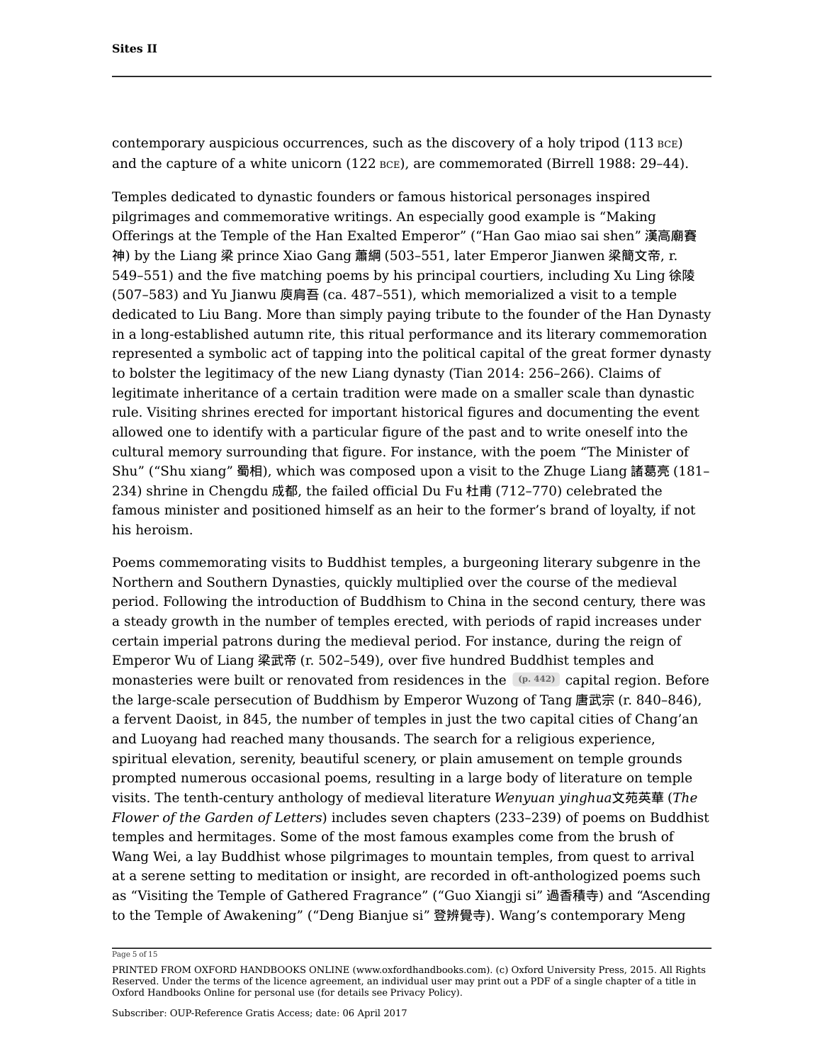contemporary auspicious occurrences, such as the discovery of a holy tripod (113 BCE) and the capture of a white unicorn (122 BCE), are commemorated (Birrell 1988: 29–44).

Temples dedicated to dynastic founders or famous historical personages inspired pilgrimages and commemorative writings. An especially good example is “Making Offerings at the Temple of the Han Exalted Emperor” (“Han Gao miao sai shen” 漢高廟賽神) by the Liang 梁 prince Xiao Gang 蕭綱 (503–551, later Emperor Jianwen 梁簡文帝, r. 549–551) and the five matching poems by his principal courtiers, including Xu Ling 徐陵 (507–583) and Yu Jianwu 庾肩吾 (ca. 487–551), which memorialized a visit to a temple dedicated to Liu Bang. More than simply paying tribute to the founder of the Han Dynasty in a long-established autumn rite, this ritual performance and its literary commemoration represented a symbolic act of tapping into the political capital of the great former dynasty to bolster the legitimacy of the new Liang dynasty (Tian 2014: 256–266). Claims of legitimate inheritance of a certain tradition were made on a smaller scale than dynastic rule. Visiting shrines erected for important historical figures and documenting the event allowed one to identify with a particular figure of the past and to write oneself into the cultural memory surrounding that figure. For instance, with the poem “The Minister of Shu” (“Shu xiang” 蜀相), which was composed upon a visit to the Zhuge Liang 諸葛亮 (181–234) shrine in Chengdu 成都, the failed official Du Fu 杜甫 (712–770) celebrated the famous minister and positioned himself as an heir to the former’s brand of loyalty, if not his heroism.

Poems commemorating visits to Buddhist temples, a burgeoning literary subgenre in the Northern and Southern Dynasties, quickly multiplied over the course of the medieval period. Following the introduction of Buddhism to China in the second century, there was a steady growth in the number of temples erected, with periods of rapid increases under certain imperial patrons during the medieval period. For instance, during the reign of Emperor Wu of Liang 梁武帝 (r. 502–549), over five hundred Buddhist temples and monasteries were built or renovated from residences in the (p. 442) capital region. Before the large-scale persecution of Buddhism by Emperor Wuzong of Tang 唐武宗 (r. 840–846), a fervent Daoist, in 845, the number of temples in just the two capital cities of Chang’an and Luoyang had reached many thousands. The search for a religious experience, spiritual elevation, serenity, beautiful scenery, or plain amusement on temple grounds prompted numerous occasional poems, resulting in a large body of literature on temple visits. The tenth-century anthology of medieval literature *Wenyuan yinghua*文苑英華 (*The Flower of the Garden of Letters*) includes seven chapters (233–239) of poems on Buddhist temples and hermitages. Some of the most famous examples come from the brush of Wang Wei, a lay Buddhist whose pilgrimages to mountain temples, from quest to arrival at a serene setting to meditation or insight, are recorded in oft-anthologized poems such as “Visiting the Temple of Gathered Fragrance” (“Guo Xiangji si” 過香積寺) and “Ascending to the Temple of Awakening” (“Deng Bianjue si” 登辨覺寺). Wang’s contemporary Meng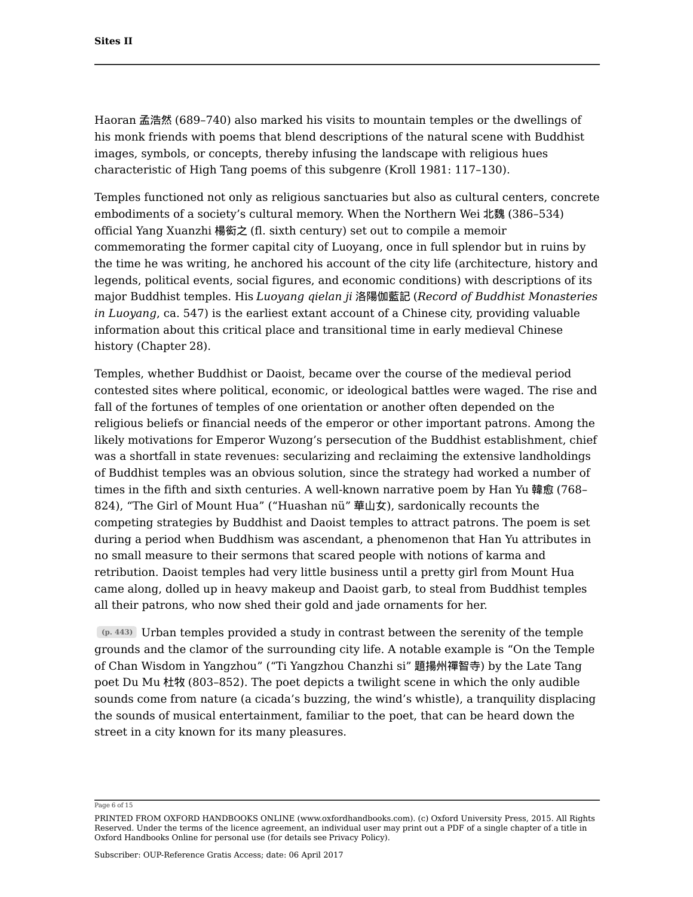Haoran 孟浩然 (689–740) also marked his visits to mountain temples or the dwellings of his monk friends with poems that blend descriptions of the natural scene with Buddhist images, symbols, or concepts, thereby infusing the landscape with religious hues characteristic of High Tang poems of this subgenre (Kroll 1981: 117–130).

Temples functioned not only as religious sanctuaries but also as cultural centers, concrete embodiments of a society's cultural memory. When the Northern Wei 北魏 (386–534) official Yang Xuanzhi 楊衒之 (fl. sixth century) set out to compile a memoir commemorating the former capital city of Luoyang, once in full splendor but in ruins by the time he was writing, he anchored his account of the city life (architecture, history and legends, political events, social figures, and economic conditions) with descriptions of its major Buddhist temples. His *Luoyang qielan ji* 洛陽伽藍記 (*Record of Buddhist Monasteries in Luoyang*, ca. 547) is the earliest extant account of a Chinese city, providing valuable information about this critical place and transitional time in early medieval Chinese history (Chapter 28).

Temples, whether Buddhist or Daoist, became over the course of the medieval period contested sites where political, economic, or ideological battles were waged. The rise and fall of the fortunes of temples of one orientation or another often depended on the religious beliefs or financial needs of the emperor or other important patrons. Among the likely motivations for Emperor Wuzong's persecution of the Buddhist establishment, chief was a shortfall in state revenues: secularizing and reclaiming the extensive landholdings of Buddhist temples was an obvious solution, since the strategy had worked a number of times in the fifth and sixth centuries. A well-known narrative poem by Han Yu 韓愈 (768–824), "The Girl of Mount Hua" ("Huashan nü" 華山女), sardonically recounts the competing strategies by Buddhist and Daoist temples to attract patrons. The poem is set during a period when Buddhism was ascendant, a phenomenon that Han Yu attributes in no small measure to their sermons that scared people with notions of karma and retribution. Daoist temples had very little business until a pretty girl from Mount Hua came along, dolled up in heavy makeup and Daoist garb, to steal from Buddhist temples all their patrons, who now shed their gold and jade ornaments for her.

Urban temples provided a study in contrast between the serenity of the temple grounds and the clamor of the surrounding city life. A notable example is "On the Temple of Chan Wisdom in Yangzhou" ("Ti Yangzhou Chanzhi si" 題揚州禪智寺) by the Late Tang poet Du Mu 杜牧 (803–852). The poet depicts a twilight scene in which the only audible sounds come from nature (a cicada's buzzing, the wind's whistle), a tranquility displacing the sounds of musical entertainment, familiar to the poet, that can be heard down the street in a city known for its many pleasures.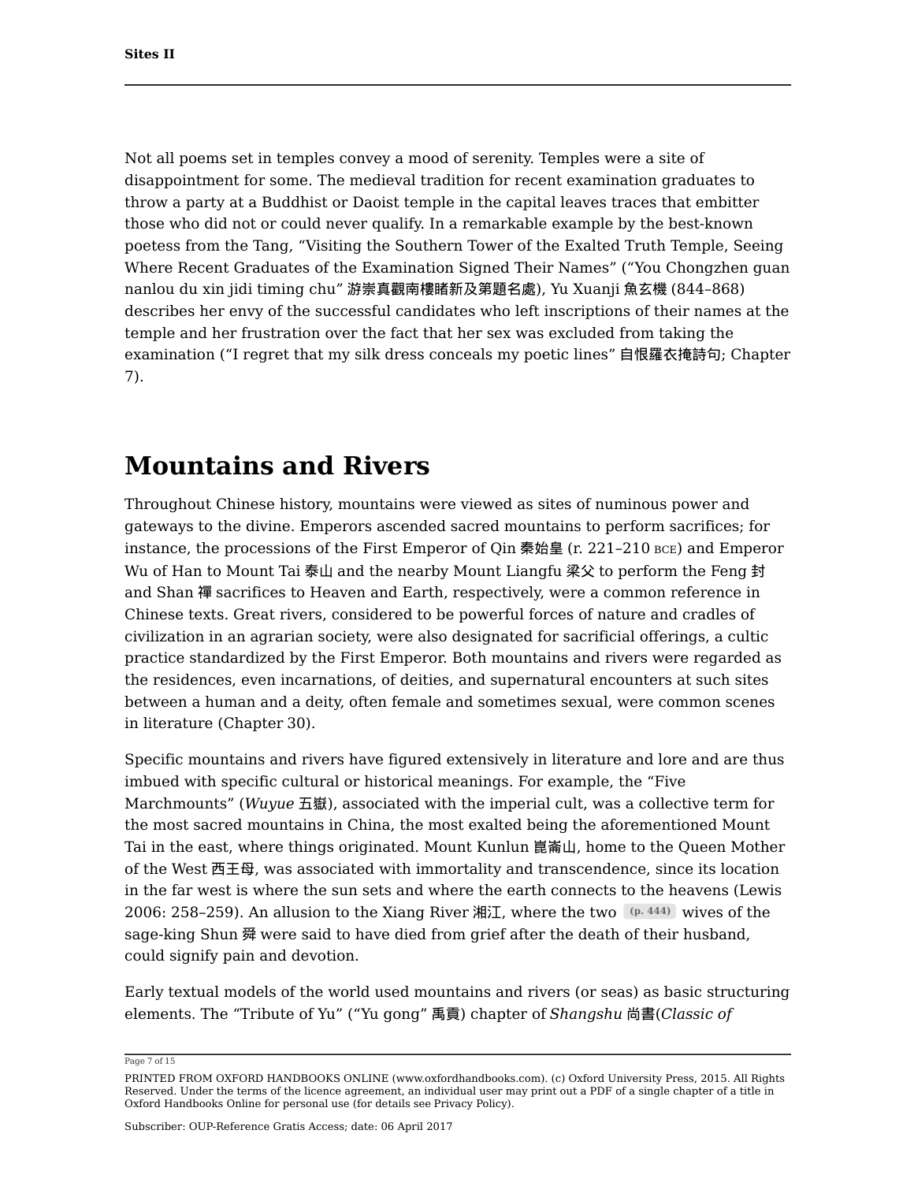Not all poems set in temples convey a mood of serenity. Temples were a site of disappointment for some. The medieval tradition for recent examination graduates to throw a party at a Buddhist or Daoist temple in the capital leaves traces that embitter those who did not or could never qualify. In a remarkable example by the best-known poetess from the Tang, “Visiting the Southern Tower of the Exalted Truth Temple, Seeing Where Recent Graduates of the Examination Signed Their Names” (“You Chongzhen guan nanlou du xin jidi timing chu” 游崇真觀南樓睹新及第題名處), Yu Xuanji 魚玄機 (844–868) describes her envy of the successful candidates who left inscriptions of their names at the temple and her frustration over the fact that her sex was excluded from taking the examination (“I regret that my silk dress conceals my poetic lines” 自恨羅衣掩詩句; Chapter 7).

# Mountains and Rivers

Throughout Chinese history, mountains were viewed as sites of numinous power and gateways to the divine. Emperors ascended sacred mountains to perform sacrifices; for instance, the processions of the First Emperor of Qin 秦始皇 (r. 221–210 BCE) and Emperor Wu of Han to Mount Tai 泰山 and the nearby Mount Liangfu 梁父 to perform the Feng 封 and Shan 禪 sacrifices to Heaven and Earth, respectively, were a common reference in Chinese texts. Great rivers, considered to be powerful forces of nature and cradles of civilization in an agrarian society, were also designated for sacrificial offerings, a cultic practice standardized by the First Emperor. Both mountains and rivers were regarded as the residences, even incarnations, of deities, and supernatural encounters at such sites between a human and a deity, often female and sometimes sexual, were common scenes in literature (Chapter 30).

Specific mountains and rivers have figured extensively in literature and lore and are thus imbued with specific cultural or historical meanings. For example, the “Five Marchmounts” (*Wuyue* 五嶽), associated with the imperial cult, was a collective term for the most sacred mountains in China, the most exalted being the aforementioned Mount Tai in the east, where things originated. Mount Kunlun 崑崙山, home to the Queen Mother of the West 西王母, was associated with immortality and transcendence, since its location in the far west is where the sun sets and where the earth connects to the heavens (Lewis 2006: 258–259). An allusion to the Xiang River 湘江, where the two (p. 444) wives of the sage-king Shun 舜 were said to have died from grief after the death of their husband, could signify pain and devotion.

Early textual models of the world used mountains and rivers (or seas) as basic structuring elements. The “Tribute of Yu” (“Yu gong” 禹貢) chapter of *Shangshu* 尚書(*Classic of*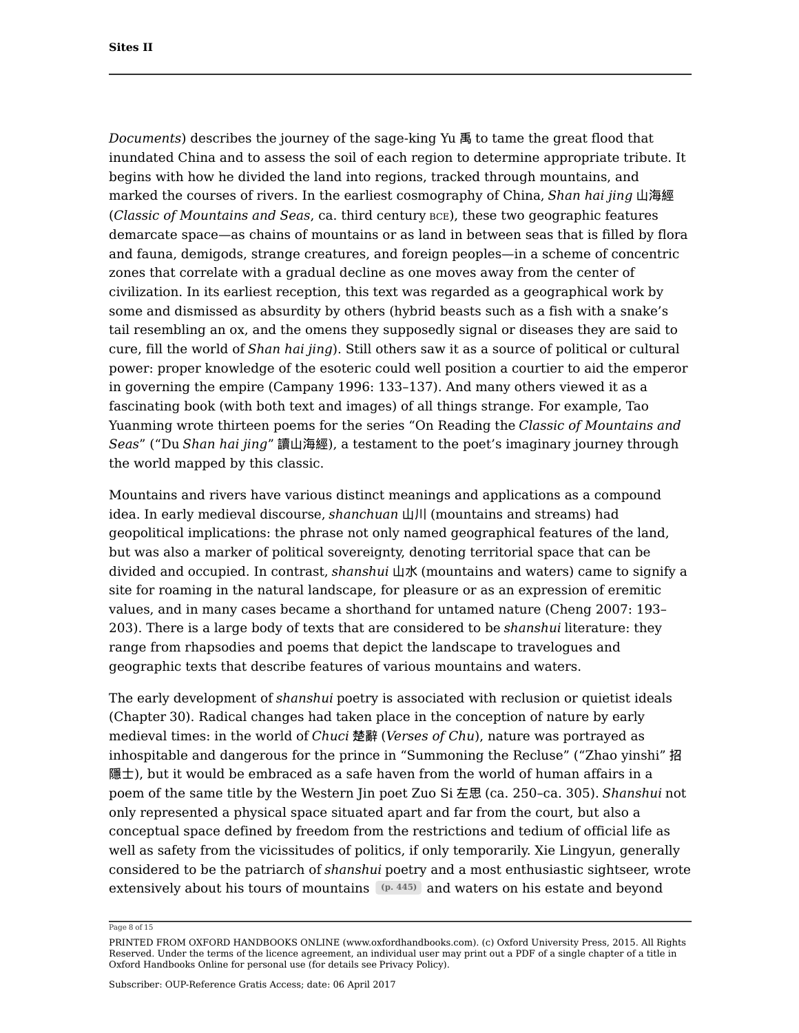*Documents*) describes the journey of the sage-king Yu 禹 to tame the great flood that inundated China and to assess the soil of each region to determine appropriate tribute. It begins with how he divided the land into regions, tracked through mountains, and marked the courses of rivers. In the earliest cosmography of China, *Shan hai jing* 山海經 (*Classic of Mountains and Seas*, ca. third century BCE), these two geographic features demarcate space—as chains of mountains or as land in between seas that is filled by flora and fauna, demigods, strange creatures, and foreign peoples—in a scheme of concentric zones that correlate with a gradual decline as one moves away from the center of civilization. In its earliest reception, this text was regarded as a geographical work by some and dismissed as absurdity by others (hybrid beasts such as a fish with a snake's tail resembling an ox, and the omens they supposedly signal or diseases they are said to cure, fill the world of *Shan hai jing*). Still others saw it as a source of political or cultural power: proper knowledge of the esoteric could well position a courtier to aid the emperor in governing the empire (Campany 1996: 133–137). And many others viewed it as a fascinating book (with both text and images) of all things strange. For example, Tao Yuanming wrote thirteen poems for the series "On Reading the *Classic of Mountains and Seas*" ("Du *Shan hai jing*" 讀山海經), a testament to the poet's imaginary journey through the world mapped by this classic.

Mountains and rivers have various distinct meanings and applications as a compound idea. In early medieval discourse, *shanchuan* 山川 (mountains and streams) had geopolitical implications: the phrase not only named geographical features of the land, but was also a marker of political sovereignty, denoting territorial space that can be divided and occupied. In contrast, *shanshui* 山水 (mountains and waters) came to signify a site for roaming in the natural landscape, for pleasure or as an expression of eremitic values, and in many cases became a shorthand for untamed nature (Cheng 2007: 193–203). There is a large body of texts that are considered to be *shanshui* literature: they range from rhapsodies and poems that depict the landscape to travelogues and geographic texts that describe features of various mountains and waters.

The early development of *shanshui* poetry is associated with reclusion or quietist ideals (Chapter 30). Radical changes had taken place in the conception of nature by early medieval times: in the world of *Chuci* 楚辭 (*Verses of Chu*), nature was portrayed as inhospitable and dangerous for the prince in "Summoning the Recluse" ("Zhao yinshi" 招隱士), but it would be embraced as a safe haven from the world of human affairs in a poem of the same title by the Western Jin poet Zuo Si 左思 (ca. 250–ca. 305). *Shanshui* not only represented a physical space situated apart and far from the court, but also a conceptual space defined by freedom from the restrictions and tedium of official life as well as safety from the vicissitudes of politics, if only temporarily. Xie Lingyun, generally considered to be the patriarch of *shanshui* poetry and a most enthusiastic sightseer, wrote extensively about his tours of mountains (p. 445) and waters on his estate and beyond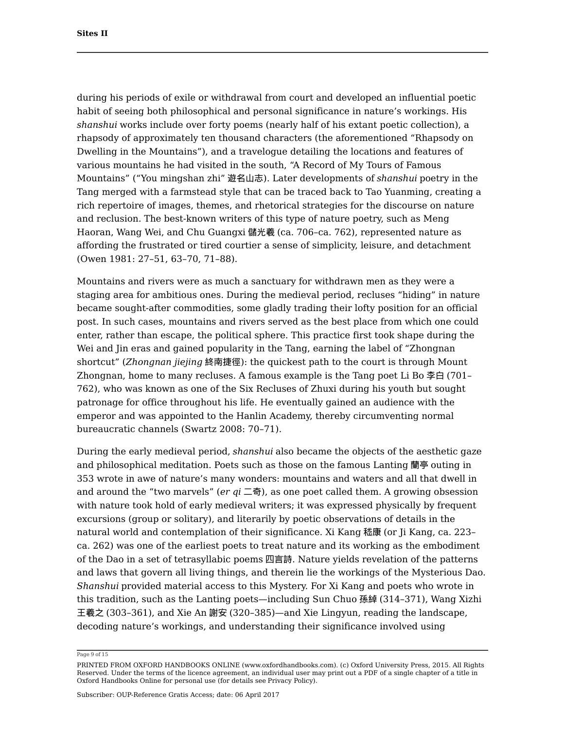during his periods of exile or withdrawal from court and developed an influential poetic habit of seeing both philosophical and personal significance in nature's workings. His *shanshui* works include over forty poems (nearly half of his extant poetic collection), a rhapsody of approximately ten thousand characters (the aforementioned "Rhapsody on Dwelling in the Mountains"), and a travelogue detailing the locations and features of various mountains he had visited in the south, "A Record of My Tours of Famous Mountains" ("You mingshan zhi" 遊名山志). Later developments of *shanshui* poetry in the Tang merged with a farmstead style that can be traced back to Tao Yuanming, creating a rich repertoire of images, themes, and rhetorical strategies for the discourse on nature and reclusion. The best-known writers of this type of nature poetry, such as Meng Haoran, Wang Wei, and Chu Guangxi 儲光羲 (ca. 706–ca. 762), represented nature as affording the frustrated or tired courtier a sense of simplicity, leisure, and detachment (Owen 1981: 27–51, 63–70, 71–88).

Mountains and rivers were as much a sanctuary for withdrawn men as they were a staging area for ambitious ones. During the medieval period, recluses "hiding" in nature became sought-after commodities, some gladly trading their lofty position for an official post. In such cases, mountains and rivers served as the best place from which one could enter, rather than escape, the political sphere. This practice first took shape during the Wei and Jin eras and gained popularity in the Tang, earning the label of "Zhongnan shortcut" (*Zhongnan jiejing* 終南捷徑): the quickest path to the court is through Mount Zhongnan, home to many recluses. A famous example is the Tang poet Li Bo 李白 (701–762), who was known as one of the Six Recluses of Zhuxi during his youth but sought patronage for office throughout his life. He eventually gained an audience with the emperor and was appointed to the Hanlin Academy, thereby circumventing normal bureaucratic channels (Swartz 2008: 70–71).

During the early medieval period, *shanshui* also became the objects of the aesthetic gaze and philosophical meditation. Poets such as those on the famous Lanting 蘭亭 outing in 353 wrote in awe of nature's many wonders: mountains and waters and all that dwell in and around the "two marvels" (*er qi* 二奇), as one poet called them. A growing obsession with nature took hold of early medieval writers; it was expressed physically by frequent excursions (group or solitary), and literarily by poetic observations of details in the natural world and contemplation of their significance. Xi Kang 嵇康 (or Ji Kang, ca. 223–ca. 262) was one of the earliest poets to treat nature and its working as the embodiment of the Dao in a set of tetrasyllabic poems 四言詩. Nature yields revelation of the patterns and laws that govern all living things, and therein lie the workings of the Mysterious Dao. *Shanshui* provided material access to this Mystery. For Xi Kang and poets who wrote in this tradition, such as the Lanting poets—including Sun Chuo 孫綽 (314–371), Wang Xizhi 王羲之 (303–361), and Xie An 謝安 (320–385)—and Xie Lingyun, reading the landscape, decoding nature's workings, and understanding their significance involved using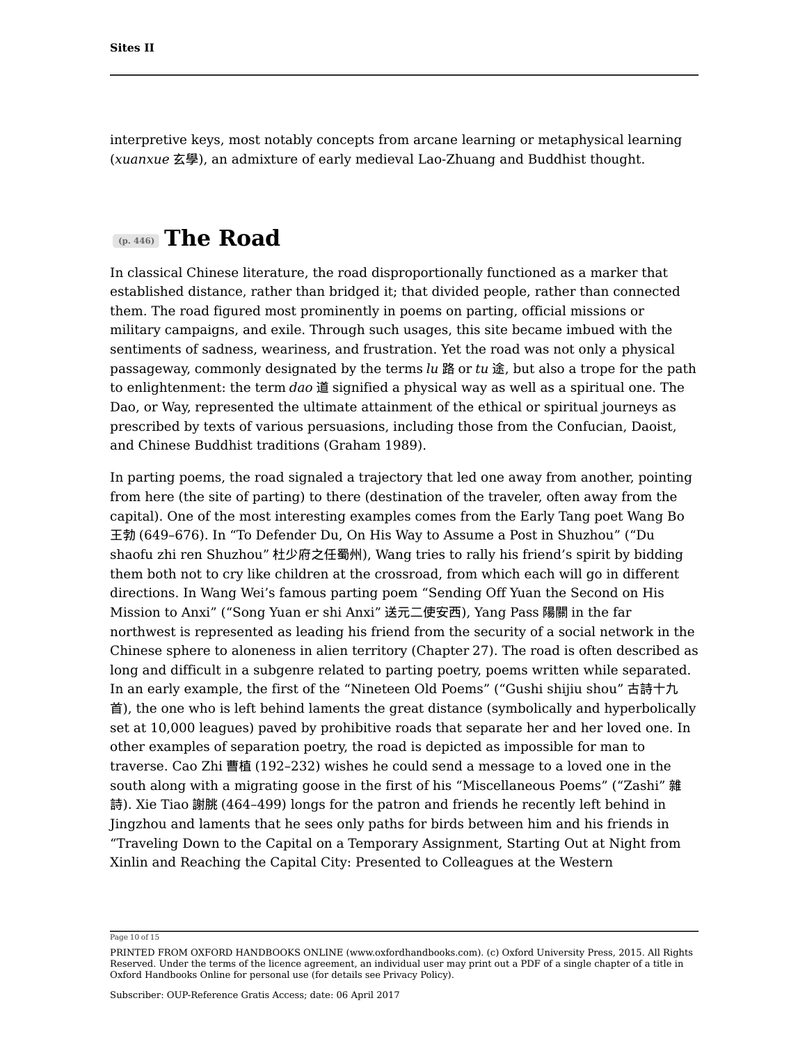interpretive keys, most notably concepts from arcane learning or metaphysical learning (*xuanxue* 玄學), an admixture of early medieval Lao-Zhuang and Buddhist thought.

## (p. 446) The Road

In classical Chinese literature, the road disproportionally functioned as a marker that established distance, rather than bridged it; that divided people, rather than connected them. The road figured most prominently in poems on parting, official missions or military campaigns, and exile. Through such usages, this site became imbued with the sentiments of sadness, weariness, and frustration. Yet the road was not only a physical passageway, commonly designated by the terms *lu* 路 or *tu* 途, but also a trope for the path to enlightenment: the term *dao* 道 signified a physical way as well as a spiritual one. The Dao, or Way, represented the ultimate attainment of the ethical or spiritual journeys as prescribed by texts of various persuasions, including those from the Confucian, Daoist, and Chinese Buddhist traditions (Graham 1989).

In parting poems, the road signaled a trajectory that led one away from another, pointing from here (the site of parting) to there (destination of the traveler, often away from the capital). One of the most interesting examples comes from the Early Tang poet Wang Bo 王勃 (649–676). In "To Defender Du, On His Way to Assume a Post in Shuzhou" ("Du shaofu zhi ren Shuzhou" 杜少府之任蜀州), Wang tries to rally his friend's spirit by bidding them both not to cry like children at the crossroad, from which each will go in different directions. In Wang Wei's famous parting poem "Sending Off Yuan the Second on His Mission to Anxi" ("Song Yuan er shi Anxi" 送元二使安西), Yang Pass 陽關 in the far northwest is represented as leading his friend from the security of a social network in the Chinese sphere to aloneness in alien territory (Chapter 27). The road is often described as long and difficult in a subgenre related to parting poetry, poems written while separated. In an early example, the first of the "Nineteen Old Poems" ("Gushi shijiu shou" 古詩十九首), the one who is left behind laments the great distance (symbolically and hyperbolically set at 10,000 leagues) paved by prohibitive roads that separate her and her loved one. In other examples of separation poetry, the road is depicted as impossible for man to traverse. Cao Zhi 曹植 (192–232) wishes he could send a message to a loved one in the south along with a migrating goose in the first of his "Miscellaneous Poems" ("Zashi" 雜詩). Xie Tiao 謝朓 (464–499) longs for the patron and friends he recently left behind in Jingzhou and laments that he sees only paths for birds between him and his friends in "Traveling Down to the Capital on a Temporary Assignment, Starting Out at Night from Xinlin and Reaching the Capital City: Presented to Colleagues at the Western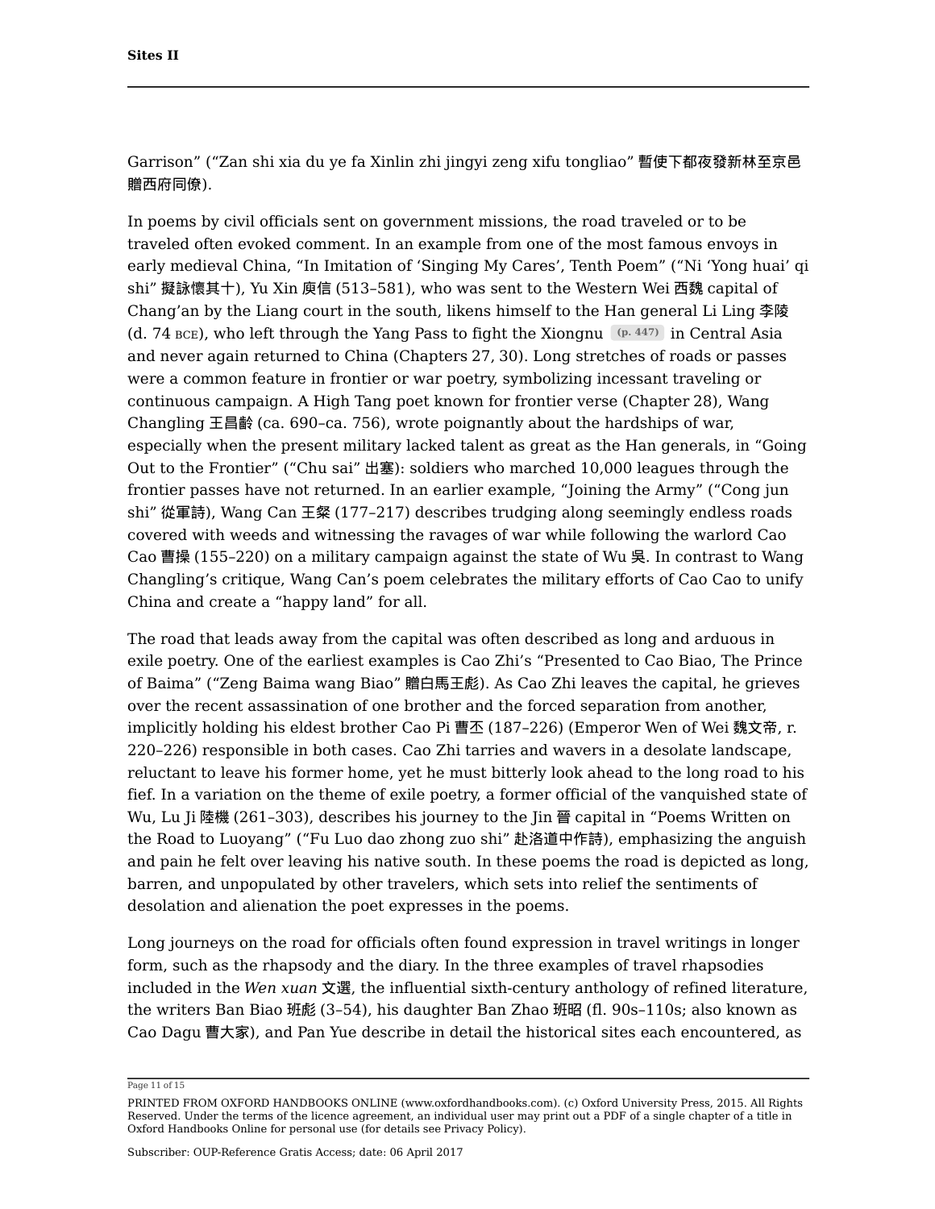Garrison" ("Zan shi xia du ye fa Xinlin zhi jingyi zeng xifu tongliao" 暫使下都夜發新林至京邑贈西府同僚).

In poems by civil officials sent on government missions, the road traveled or to be traveled often evoked comment. In an example from one of the most famous envoys in early medieval China, "In Imitation of 'Singing My Cares', Tenth Poem" ("Ni 'Yong huai' qi shi" 擬詠懷其十), Yu Xin 庾信 (513–581), who was sent to the Western Wei 西魏 capital of Chang'an by the Liang court in the south, likens himself to the Han general Li Ling 李陵 (d. 74 BCE), who left through the Yang Pass to fight the Xiongnu (p. 447) in Central Asia and never again returned to China (Chapters 27, 30). Long stretches of roads or passes were a common feature in frontier or war poetry, symbolizing incessant traveling or continuous campaign. A High Tang poet known for frontier verse (Chapter 28), Wang Changling 王昌齡 (ca. 690–ca. 756), wrote poignantly about the hardships of war, especially when the present military lacked talent as great as the Han generals, in "Going Out to the Frontier" ("Chu sai" 出塞): soldiers who marched 10,000 leagues through the frontier passes have not returned. In an earlier example, "Joining the Army" ("Cong jun shi" 從軍詩), Wang Can 王粲 (177–217) describes trudging along seemingly endless roads covered with weeds and witnessing the ravages of war while following the warlord Cao Cao 曹操 (155–220) on a military campaign against the state of Wu 吳. In contrast to Wang Changling's critique, Wang Can's poem celebrates the military efforts of Cao Cao to unify China and create a "happy land" for all.

The road that leads away from the capital was often described as long and arduous in exile poetry. One of the earliest examples is Cao Zhi's "Presented to Cao Biao, The Prince of Baima" ("Zeng Baima wang Biao" 贈白馬王彪). As Cao Zhi leaves the capital, he grieves over the recent assassination of one brother and the forced separation from another, implicitly holding his eldest brother Cao Pi 曹丕 (187–226) (Emperor Wen of Wei 魏文帝, r. 220–226) responsible in both cases. Cao Zhi tarries and wavers in a desolate landscape, reluctant to leave his former home, yet he must bitterly look ahead to the long road to his fief. In a variation on the theme of exile poetry, a former official of the vanquished state of Wu, Lu Ji 陸機 (261–303), describes his journey to the Jin 晉 capital in "Poems Written on the Road to Luoyang" ("Fu Luo dao zhong zuo shi" 赴洛道中作詩), emphasizing the anguish and pain he felt over leaving his native south. In these poems the road is depicted as long, barren, and unpopulated by other travelers, which sets into relief the sentiments of desolation and alienation the poet expresses in the poems.

Long journeys on the road for officials often found expression in travel writings in longer form, such as the rhapsody and the diary. In the three examples of travel rhapsodies included in the *Wen xuan* 文選, the influential sixth-century anthology of refined literature, the writers Ban Biao 班彪 (3–54), his daughter Ban Zhao 班昭 (fl. 90s–110s; also known as Cao Dagu 曹大家), and Pan Yue describe in detail the historical sites each encountered, as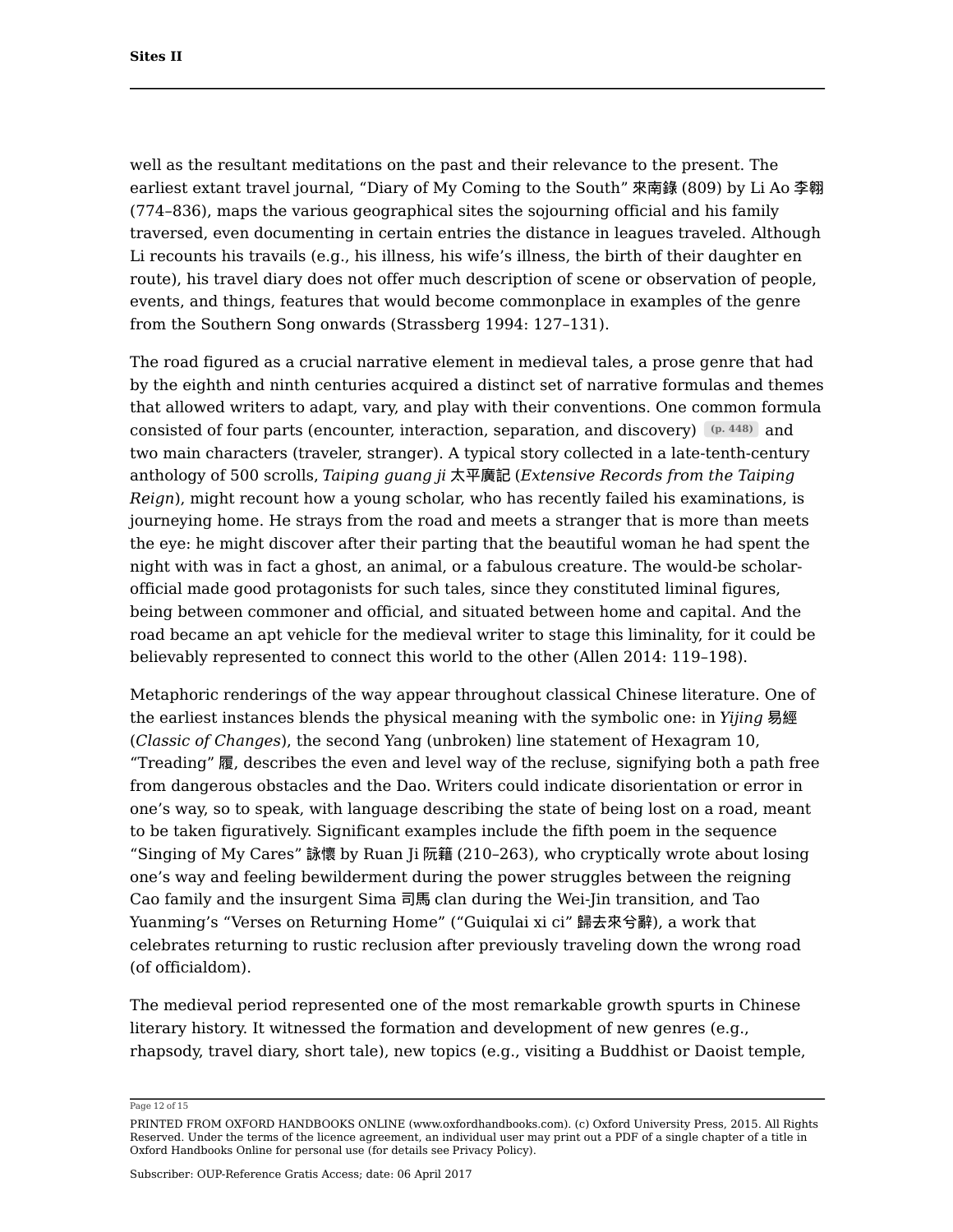well as the resultant meditations on the past and their relevance to the present. The earliest extant travel journal, “Diary of My Coming to the South” 來南錄 (809) by Li Ao 李翱 (774–836), maps the various geographical sites the sojourning official and his family traversed, even documenting in certain entries the distance in leagues traveled. Although Li recounts his travails (e.g., his illness, his wife’s illness, the birth of their daughter en route), his travel diary does not offer much description of scene or observation of people, events, and things, features that would become commonplace in examples of the genre from the Southern Song onwards (Strassberg 1994: 127–131).

The road figured as a crucial narrative element in medieval tales, a prose genre that had by the eighth and ninth centuries acquired a distinct set of narrative formulas and themes that allowed writers to adapt, vary, and play with their conventions. One common formula consisted of four parts (encounter, interaction, separation, and discovery) (p. 448) and two main characters (traveler, stranger). A typical story collected in a late-tenth-century anthology of 500 scrolls, *Taiping guang ji* 太平廣記 (*Extensive Records from the Taiping Reign*), might recount how a young scholar, who has recently failed his examinations, is journeying home. He strays from the road and meets a stranger that is more than meets the eye: he might discover after their parting that the beautiful woman he had spent the night with was in fact a ghost, an animal, or a fabulous creature. The would-be scholar-official made good protagonists for such tales, since they constituted liminal figures, being between commoner and official, and situated between home and capital. And the road became an apt vehicle for the medieval writer to stage this liminality, for it could be believably represented to connect this world to the other (Allen 2014: 119–198).

Metaphoric renderings of the way appear throughout classical Chinese literature. One of the earliest instances blends the physical meaning with the symbolic one: in *Yijing* 易經 (*Classic of Changes*), the second Yang (unbroken) line statement of Hexagram 10, “Treading” 履, describes the even and level way of the recluse, signifying both a path free from dangerous obstacles and the Dao. Writers could indicate disorientation or error in one’s way, so to speak, with language describing the state of being lost on a road, meant to be taken figuratively. Significant examples include the fifth poem in the sequence “Singing of My Cares” 詠懷 by Ruan Ji 阮籍 (210–263), who cryptically wrote about losing one’s way and feeling bewilderment during the power struggles between the reigning Cao family and the insurgent Sima 司馬 clan during the Wei-Jin transition, and Tao Yuanming’s “Verses on Returning Home” (“Guiqulai xi ci” 歸去來兮辭), a work that celebrates returning to rustic reclusion after previously traveling down the wrong road (of officialdom).

The medieval period represented one of the most remarkable growth spurts in Chinese literary history. It witnessed the formation and development of new genres (e.g., rhapsody, travel diary, short tale), new topics (e.g., visiting a Buddhist or Daoist temple,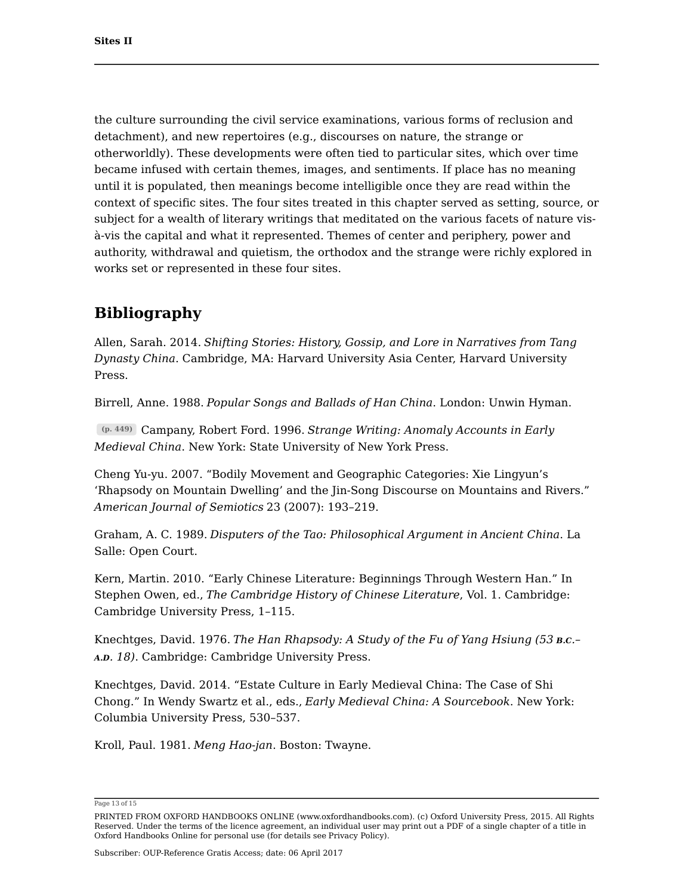the culture surrounding the civil service examinations, various forms of reclusion and detachment), and new repertoires (e.g., discourses on nature, the strange or otherworldly). These developments were often tied to particular sites, which over time became infused with certain themes, images, and sentiments. If place has no meaning until it is populated, then meanings become intelligible once they are read within the context of specific sites. The four sites treated in this chapter served as setting, source, or subject for a wealth of literary writings that meditated on the various facets of nature vis-à-vis the capital and what it represented. Themes of center and periphery, power and authority, withdrawal and quietism, the orthodox and the strange were richly explored in works set or represented in these four sites.

## Bibliography

Allen, Sarah. 2014. *Shifting Stories: History, Gossip, and Lore in Narratives from Tang Dynasty China*. Cambridge, MA: Harvard University Asia Center, Harvard University Press.

Birrell, Anne. 1988. *Popular Songs and Ballads of Han China*. London: Unwin Hyman.

(p. 449) Campany, Robert Ford. 1996. *Strange Writing: Anomaly Accounts in Early Medieval China*. New York: State University of New York Press.

Cheng Yu-yu. 2007. "Bodily Movement and Geographic Categories: Xie Lingyun's 'Rhapsody on Mountain Dwelling' and the Jin-Song Discourse on Mountains and Rivers." *American Journal of Semiotics* 23 (2007): 193–219.

Graham, A. C. 1989. *Disputers of the Tao: Philosophical Argument in Ancient China*. La Salle: Open Court.

Kern, Martin. 2010. "Early Chinese Literature: Beginnings Through Western Han." In Stephen Owen, ed., *The Cambridge History of Chinese Literature*, Vol. 1. Cambridge: Cambridge University Press, 1–115.

Knechtges, David. 1976. *The Han Rhapsody: A Study of the Fu of Yang Hsiung (53 B.C.–A.D. 18)*. Cambridge: Cambridge University Press.

Knechtges, David. 2014. "Estate Culture in Early Medieval China: The Case of Shi Chong." In Wendy Swartz et al., eds., *Early Medieval China: A Sourcebook*. New York: Columbia University Press, 530–537.

Kroll, Paul. 1981. *Meng Hao-jan*. Boston: Twayne.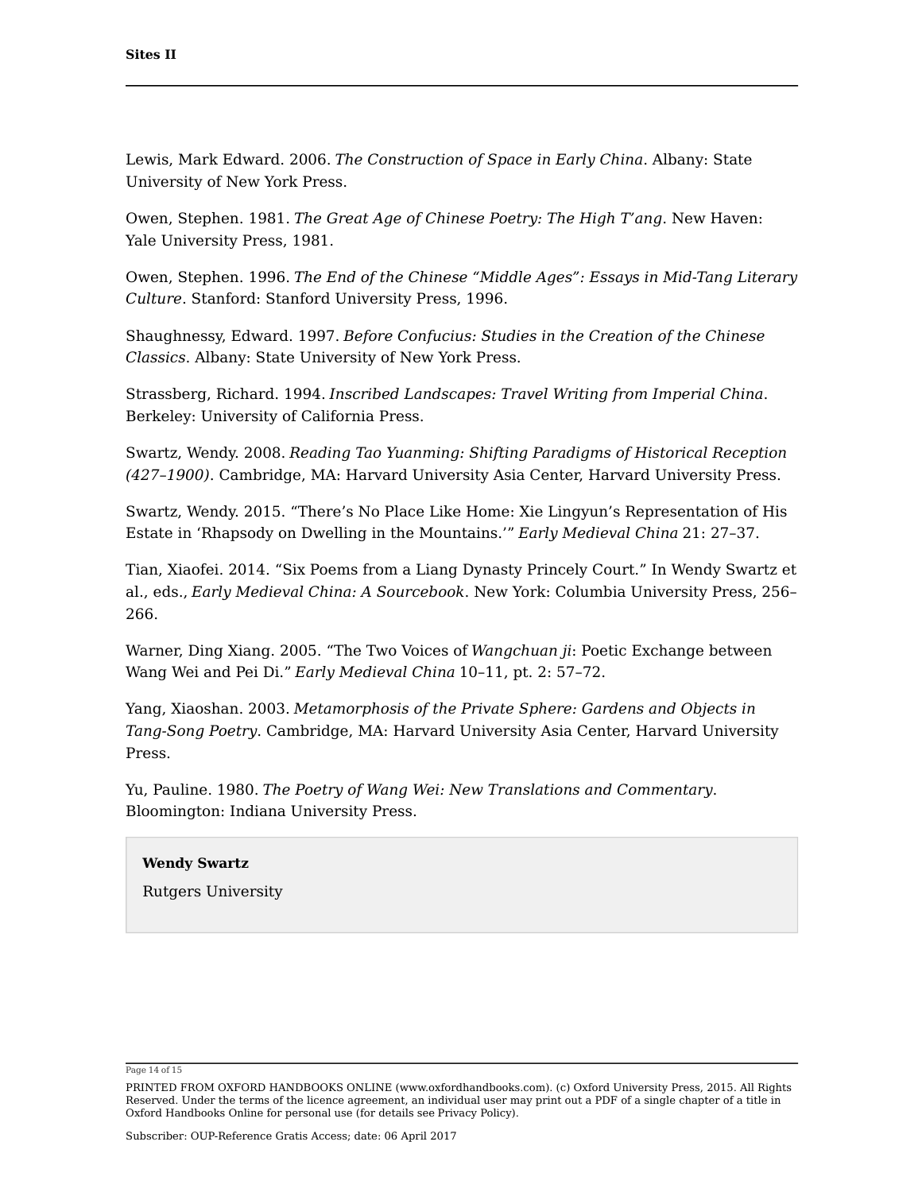Lewis, Mark Edward. 2006. *The Construction of Space in Early China*. Albany: State University of New York Press.

Owen, Stephen. 1981. *The Great Age of Chinese Poetry: The High T'ang*. New Haven: Yale University Press, 1981.

Owen, Stephen. 1996. *The End of the Chinese "Middle Ages": Essays in Mid-Tang Literary Culture*. Stanford: Stanford University Press, 1996.

Shaughnessy, Edward. 1997. *Before Confucius: Studies in the Creation of the Chinese Classics*. Albany: State University of New York Press.

Strassberg, Richard. 1994. *Inscribed Landscapes: Travel Writing from Imperial China*. Berkeley: University of California Press.

Swartz, Wendy. 2008. *Reading Tao Yuanming: Shifting Paradigms of Historical Reception (427–1900)*. Cambridge, MA: Harvard University Asia Center, Harvard University Press.

Swartz, Wendy. 2015. "There's No Place Like Home: Xie Lingyun's Representation of His Estate in 'Rhapsody on Dwelling in the Mountains.'" *Early Medieval China* 21: 27–37.

Tian, Xiaofei. 2014. "Six Poems from a Liang Dynasty Princely Court." In Wendy Swartz et al., eds., *Early Medieval China: A Sourcebook*. New York: Columbia University Press, 256–266.

Warner, Ding Xiang. 2005. "The Two Voices of *Wangchuan ji*: Poetic Exchange between Wang Wei and Pei Di." *Early Medieval China* 10–11, pt. 2: 57–72.

Yang, Xiaoshan. 2003. *Metamorphosis of the Private Sphere: Gardens and Objects in Tang-Song Poetry*. Cambridge, MA: Harvard University Asia Center, Harvard University Press.

Yu, Pauline. 1980. *The Poetry of Wang Wei: New Translations and Commentary*. Bloomington: Indiana University Press.

**Wendy Swartz**

Rutgers University